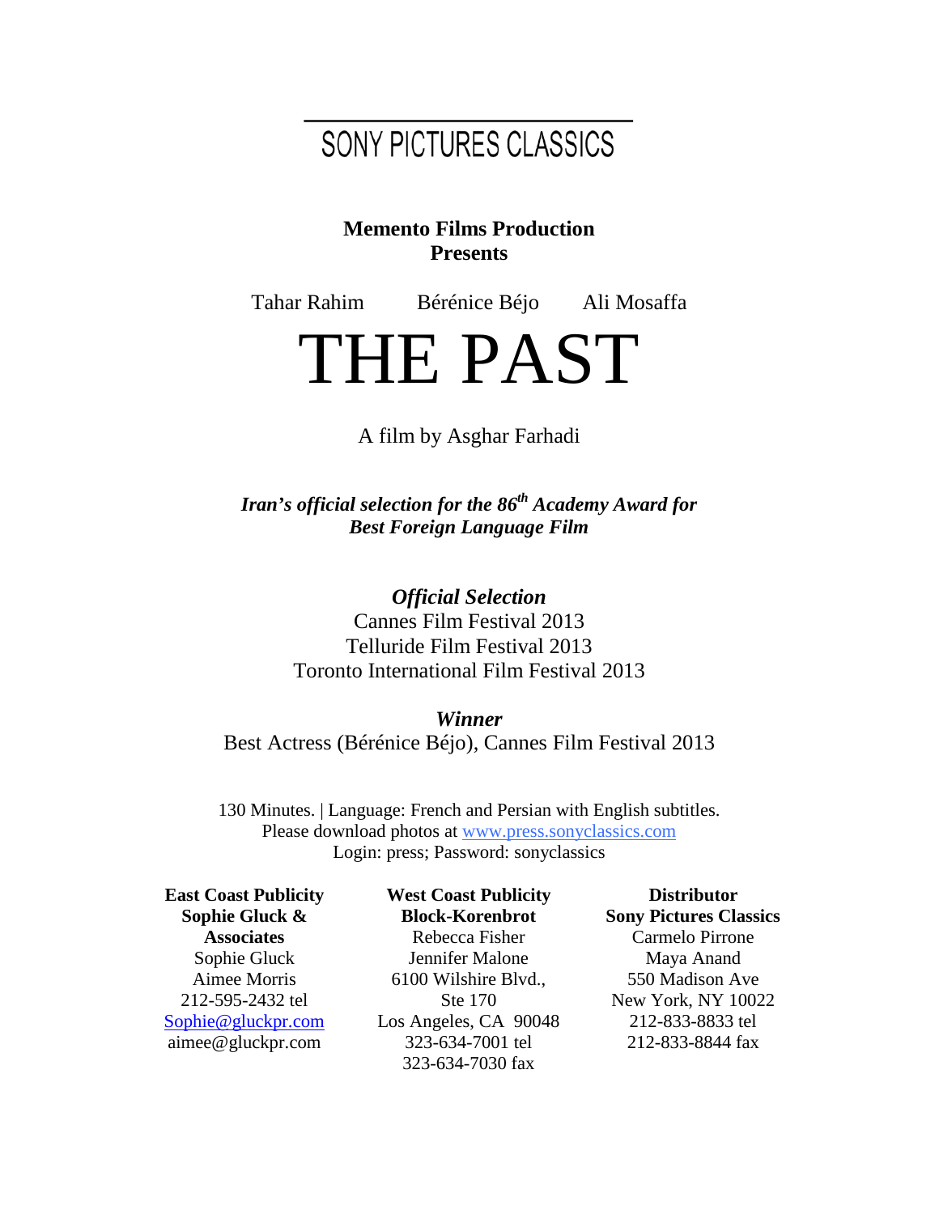SONY PICTURES CLASSICS

**Memento Films Production**
**Presents**

Tahar Rahim     Bérénice Béjo     Ali Mosaffa

# THE PAST

A film by Asghar Farhadi

***Iran's official selection for the 86th Academy Award for Best Foreign Language Film***

***Official Selection***
Cannes Film Festival 2013
Telluride Film Festival 2013
Toronto International Film Festival 2013

***Winner***
Best Actress (Bérénice Béjo), Cannes Film Festival 2013

130 Minutes. | Language: French and Persian with English subtitles.
Please download photos at www.press.sonyclassics.com
Login: press; Password: sonyclassics

**East Coast Publicity**
**Sophie Gluck & Associates**
Sophie Gluck
Aimee Morris
212-595-2432 tel
Sophie@gluckpr.com
aimee@gluckpr.com

**West Coast Publicity**
**Block-Korenbrot**
Rebecca Fisher
Jennifer Malone
6100 Wilshire Blvd., Ste 170
Los Angeles, CA 90048
323-634-7001 tel
323-634-7030 fax

**Distributor**
**Sony Pictures Classics**
Carmelo Pirrone
Maya Anand
550 Madison Ave
New York, NY 10022
212-833-8833 tel
212-833-8844 fax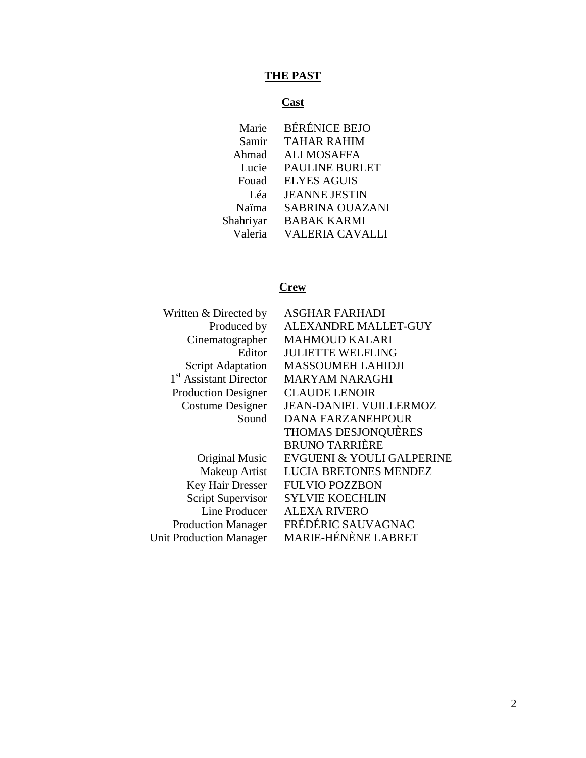# THE PAST

## Cast

| | |
|---|---|
| Marie | BÉRÉNICE BEJO |
| Samir | TAHAR RAHIM |
| Ahmad | ALI MOSAFFA |
| Lucie | PAULINE BURLET |
| Fouad | ELYES AGUIS |
| Léa | JEANNE JESTIN |
| Naïma | SABRINA OUAZANI |
| Shahriyar | BABAK KARMI |
| Valeria | VALERIA CAVALLI |

## Crew

| | |
|---|---|
| Written & Directed by | ASGHAR FARHADI |
| Produced by | ALEXANDRE MALLET-GUY |
| Cinematographer | MAHMOUD KALARI |
| Editor | JULIETTE WELFLING |
| Script Adaptation | MASSOUMEH LAHIDJI |
| 1st Assistant Director | MARYAM NARAGHI |
| Production Designer | CLAUDE LENOIR |
| Costume Designer | JEAN-DANIEL VUILLERMOZ |
| Sound | DANA FARZANEHPOUR |
| | THOMAS DESJONQUÈRES |
| | BRUNO TARRIÈRE |
| Original Music | EVGUENI & YOULI GALPERINE |
| Makeup Artist | LUCIA BRETONES MENDEZ |
| Key Hair Dresser | FULVIO POZZBON |
| Script Supervisor | SYLVIE KOECHLIN |
| Line Producer | ALEXA RIVERO |
| Production Manager | FRÉDÉRIC SAUVAGNAC |
| Unit Production Manager | MARIE-HÉNÈNE LABRET |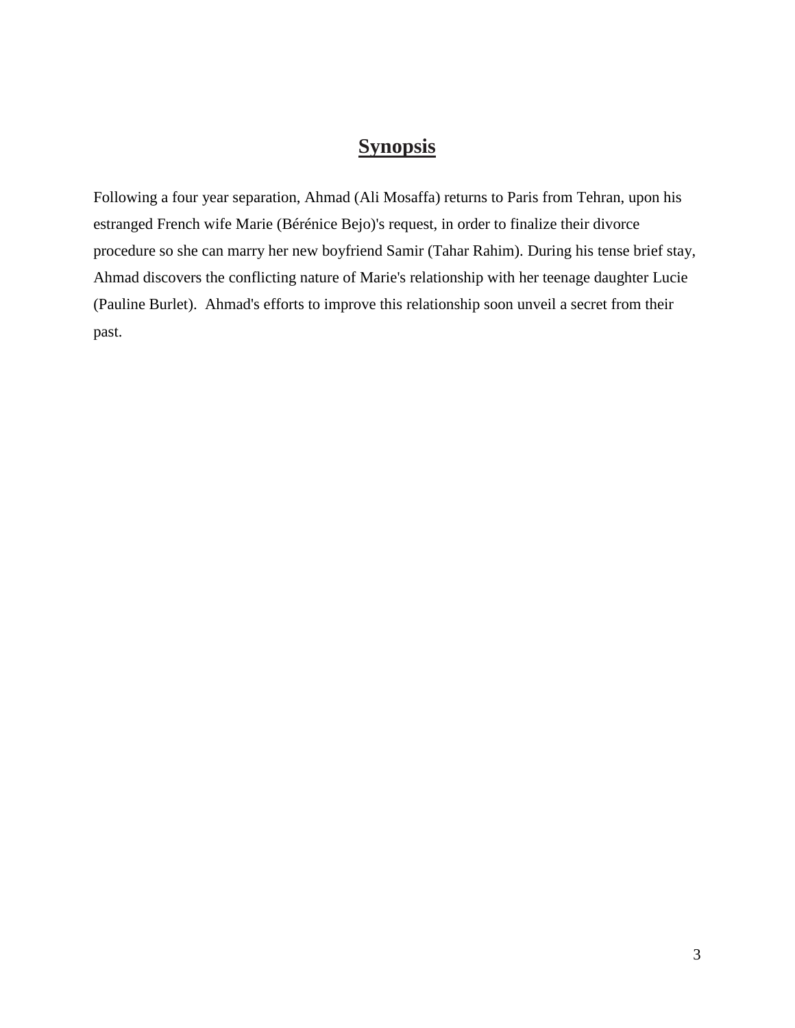# **Synopsis**

Following a four year separation, Ahmad (Ali Mosaffa) returns to Paris from Tehran, upon his estranged French wife Marie (Bérénice Bejo)'s request, in order to finalize their divorce procedure so she can marry her new boyfriend Samir (Tahar Rahim). During his tense brief stay, Ahmad discovers the conflicting nature of Marie's relationship with her teenage daughter Lucie (Pauline Burlet). Ahmad's efforts to improve this relationship soon unveil a secret from their past.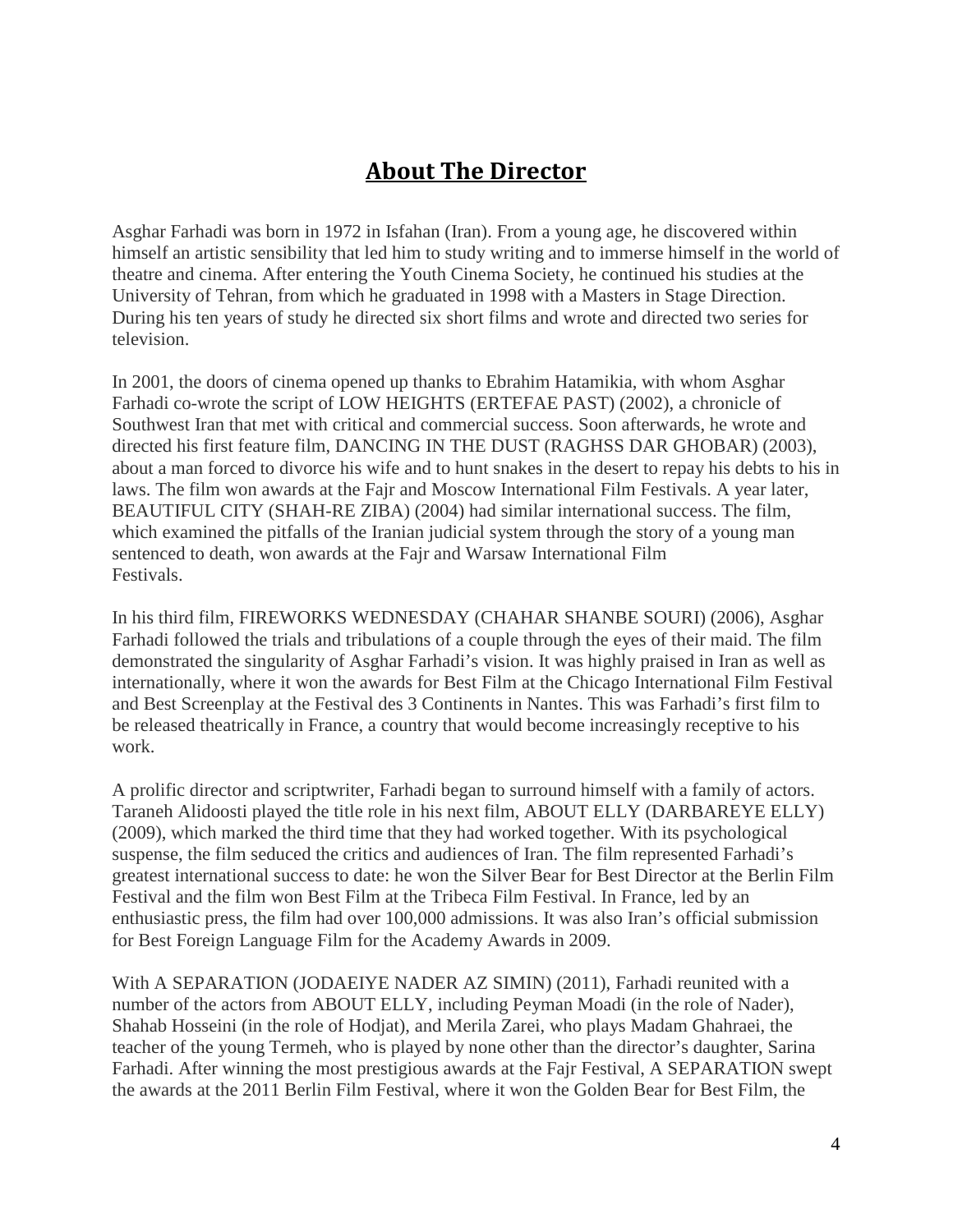## **About The Director**

Asghar Farhadi was born in 1972 in Isfahan (Iran). From a young age, he discovered within himself an artistic sensibility that led him to study writing and to immerse himself in the world of theatre and cinema. After entering the Youth Cinema Society, he continued his studies at the University of Tehran, from which he graduated in 1998 with a Masters in Stage Direction. During his ten years of study he directed six short films and wrote and directed two series for television.

In 2001, the doors of cinema opened up thanks to Ebrahim Hatamikia, with whom Asghar Farhadi co-wrote the script of LOW HEIGHTS (ERTEFAE PAST) (2002), a chronicle of Southwest Iran that met with critical and commercial success. Soon afterwards, he wrote and directed his first feature film, DANCING IN THE DUST (RAGHSS DAR GHOBAR) (2003), about a man forced to divorce his wife and to hunt snakes in the desert to repay his debts to his in laws. The film won awards at the Fajr and Moscow International Film Festivals. A year later, BEAUTIFUL CITY (SHAH-RE ZIBA) (2004) had similar international success. The film, which examined the pitfalls of the Iranian judicial system through the story of a young man sentenced to death, won awards at the Fajr and Warsaw International Film Festivals.

In his third film, FIREWORKS WEDNESDAY (CHAHAR SHANBE SOURI) (2006), Asghar Farhadi followed the trials and tribulations of a couple through the eyes of their maid. The film demonstrated the singularity of Asghar Farhadi's vision. It was highly praised in Iran as well as internationally, where it won the awards for Best Film at the Chicago International Film Festival and Best Screenplay at the Festival des 3 Continents in Nantes. This was Farhadi's first film to be released theatrically in France, a country that would become increasingly receptive to his work.

A prolific director and scriptwriter, Farhadi began to surround himself with a family of actors. Taraneh Alidoosti played the title role in his next film, ABOUT ELLY (DARBAREYE ELLY) (2009), which marked the third time that they had worked together. With its psychological suspense, the film seduced the critics and audiences of Iran. The film represented Farhadi's greatest international success to date: he won the Silver Bear for Best Director at the Berlin Film Festival and the film won Best Film at the Tribeca Film Festival. In France, led by an enthusiastic press, the film had over 100,000 admissions. It was also Iran's official submission for Best Foreign Language Film for the Academy Awards in 2009.

With A SEPARATION (JODAEIYE NADER AZ SIMIN) (2011), Farhadi reunited with a number of the actors from ABOUT ELLY, including Peyman Moadi (in the role of Nader), Shahab Hosseini (in the role of Hodjat), and Merila Zarei, who plays Madam Ghahraei, the teacher of the young Termeh, who is played by none other than the director's daughter, Sarina Farhadi. After winning the most prestigious awards at the Fajr Festival, A SEPARATION swept the awards at the 2011 Berlin Film Festival, where it won the Golden Bear for Best Film, the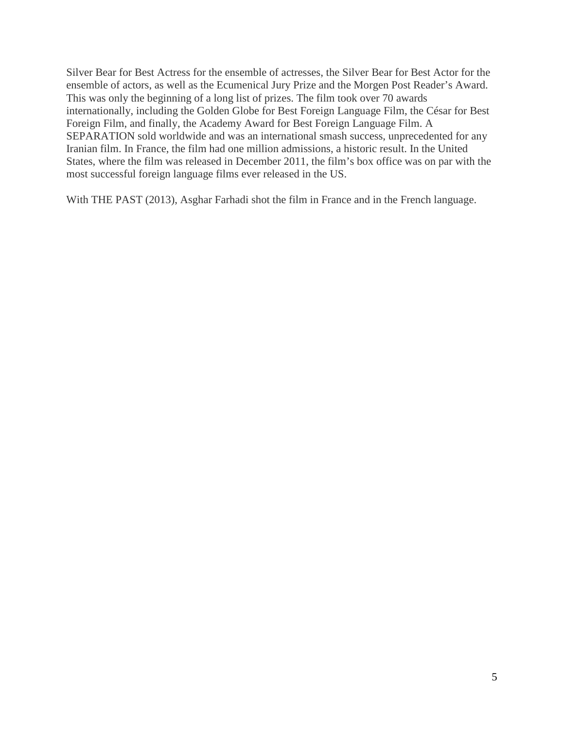Silver Bear for Best Actress for the ensemble of actresses, the Silver Bear for Best Actor for the ensemble of actors, as well as the Ecumenical Jury Prize and the Morgen Post Reader's Award. This was only the beginning of a long list of prizes. The film took over 70 awards internationally, including the Golden Globe for Best Foreign Language Film, the César for Best Foreign Film, and finally, the Academy Award for Best Foreign Language Film. A SEPARATION sold worldwide and was an international smash success, unprecedented for any Iranian film. In France, the film had one million admissions, a historic result. In the United States, where the film was released in December 2011, the film's box office was on par with the most successful foreign language films ever released in the US.

With THE PAST (2013), Asghar Farhadi shot the film in France and in the French language.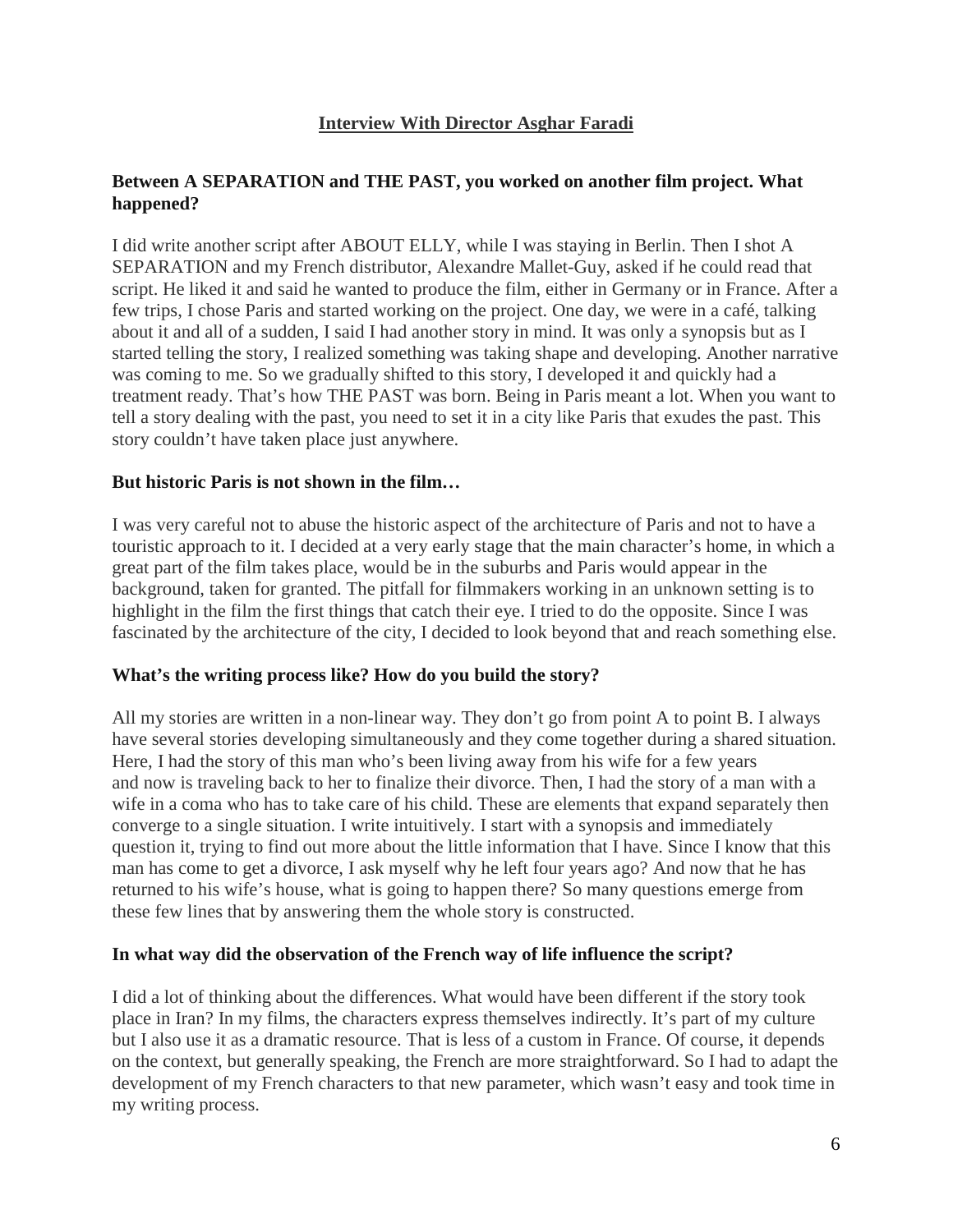## Interview With Director Asghar Faradi

**Between A SEPARATION and THE PAST, you worked on another film project. What happened?**

I did write another script after ABOUT ELLY, while I was staying in Berlin. Then I shot A SEPARATION and my French distributor, Alexandre Mallet-Guy, asked if he could read that script. He liked it and said he wanted to produce the film, either in Germany or in France. After a few trips, I chose Paris and started working on the project. One day, we were in a café, talking about it and all of a sudden, I said I had another story in mind. It was only a synopsis but as I started telling the story, I realized something was taking shape and developing. Another narrative was coming to me. So we gradually shifted to this story, I developed it and quickly had a treatment ready. That's how THE PAST was born. Being in Paris meant a lot. When you want to tell a story dealing with the past, you need to set it in a city like Paris that exudes the past. This story couldn't have taken place just anywhere.

**But historic Paris is not shown in the film…**

I was very careful not to abuse the historic aspect of the architecture of Paris and not to have a touristic approach to it. I decided at a very early stage that the main character's home, in which a great part of the film takes place, would be in the suburbs and Paris would appear in the background, taken for granted. The pitfall for filmmakers working in an unknown setting is to highlight in the film the first things that catch their eye. I tried to do the opposite. Since I was fascinated by the architecture of the city, I decided to look beyond that and reach something else.

**What's the writing process like? How do you build the story?**

All my stories are written in a non-linear way. They don't go from point A to point B. I always have several stories developing simultaneously and they come together during a shared situation. Here, I had the story of this man who's been living away from his wife for a few years and now is traveling back to her to finalize their divorce. Then, I had the story of a man with a wife in a coma who has to take care of his child. These are elements that expand separately then converge to a single situation. I write intuitively. I start with a synopsis and immediately question it, trying to find out more about the little information that I have. Since I know that this man has come to get a divorce, I ask myself why he left four years ago? And now that he has returned to his wife's house, what is going to happen there? So many questions emerge from these few lines that by answering them the whole story is constructed.

**In what way did the observation of the French way of life influence the script?**

I did a lot of thinking about the differences. What would have been different if the story took place in Iran? In my films, the characters express themselves indirectly. It's part of my culture but I also use it as a dramatic resource. That is less of a custom in France. Of course, it depends on the context, but generally speaking, the French are more straightforward. So I had to adapt the development of my French characters to that new parameter, which wasn't easy and took time in my writing process.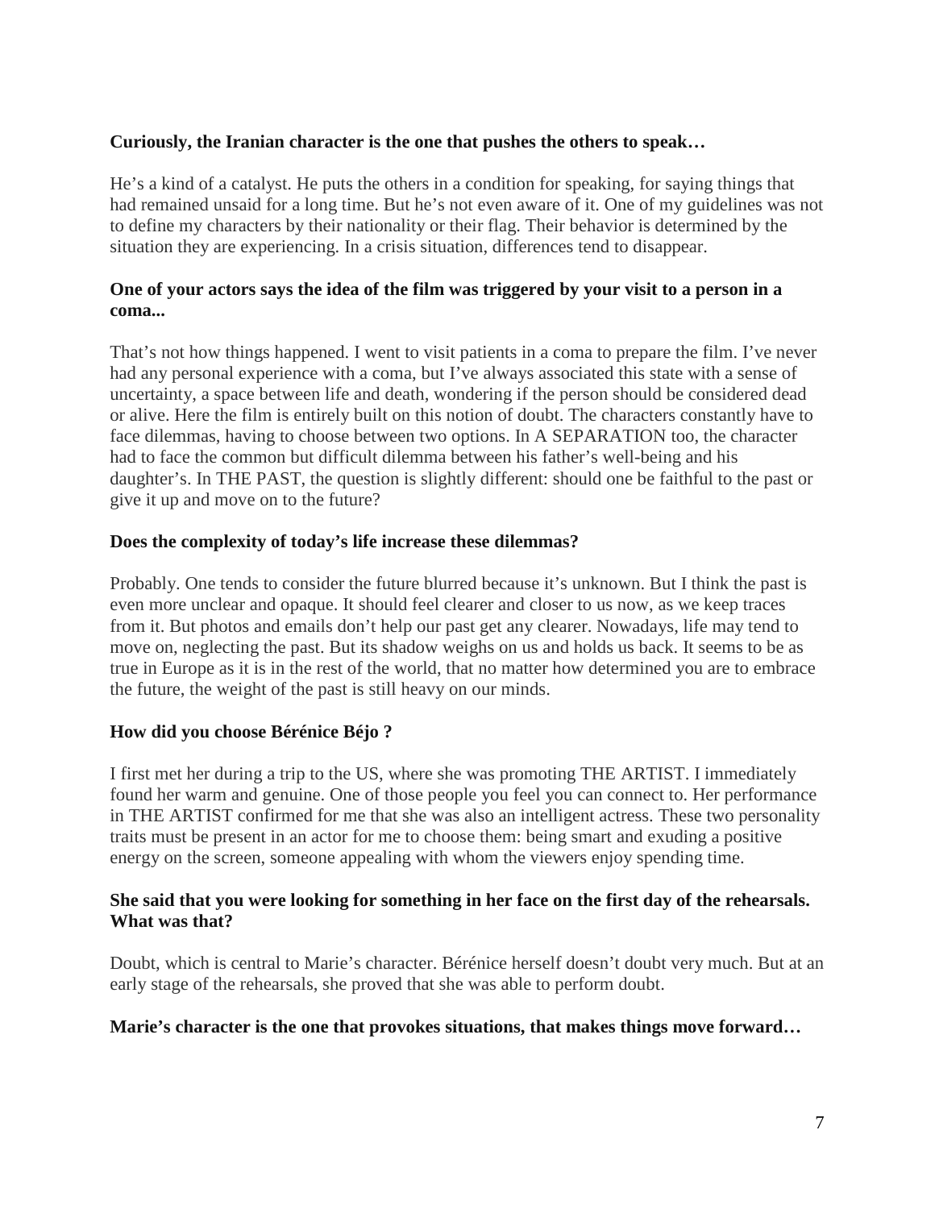**Curiously, the Iranian character is the one that pushes the others to speak…**

He's a kind of a catalyst. He puts the others in a condition for speaking, for saying things that had remained unsaid for a long time. But he's not even aware of it. One of my guidelines was not to define my characters by their nationality or their flag. Their behavior is determined by the situation they are experiencing. In a crisis situation, differences tend to disappear.

**One of your actors says the idea of the film was triggered by your visit to a person in a coma...**

That's not how things happened. I went to visit patients in a coma to prepare the film. I've never had any personal experience with a coma, but I've always associated this state with a sense of uncertainty, a space between life and death, wondering if the person should be considered dead or alive. Here the film is entirely built on this notion of doubt. The characters constantly have to face dilemmas, having to choose between two options. In A SEPARATION too, the character had to face the common but difficult dilemma between his father's well-being and his daughter's. In THE PAST, the question is slightly different: should one be faithful to the past or give it up and move on to the future?

**Does the complexity of today's life increase these dilemmas?**

Probably. One tends to consider the future blurred because it's unknown. But I think the past is even more unclear and opaque. It should feel clearer and closer to us now, as we keep traces from it. But photos and emails don't help our past get any clearer. Nowadays, life may tend to move on, neglecting the past. But its shadow weighs on us and holds us back. It seems to be as true in Europe as it is in the rest of the world, that no matter how determined you are to embrace the future, the weight of the past is still heavy on our minds.

**How did you choose Bérénice Béjo ?**

I first met her during a trip to the US, where she was promoting THE ARTIST. I immediately found her warm and genuine. One of those people you feel you can connect to. Her performance in THE ARTIST confirmed for me that she was also an intelligent actress. These two personality traits must be present in an actor for me to choose them: being smart and exuding a positive energy on the screen, someone appealing with whom the viewers enjoy spending time.

**She said that you were looking for something in her face on the first day of the rehearsals. What was that?**

Doubt, which is central to Marie's character. Bérénice herself doesn't doubt very much. But at an early stage of the rehearsals, she proved that she was able to perform doubt.

**Marie's character is the one that provokes situations, that makes things move forward…**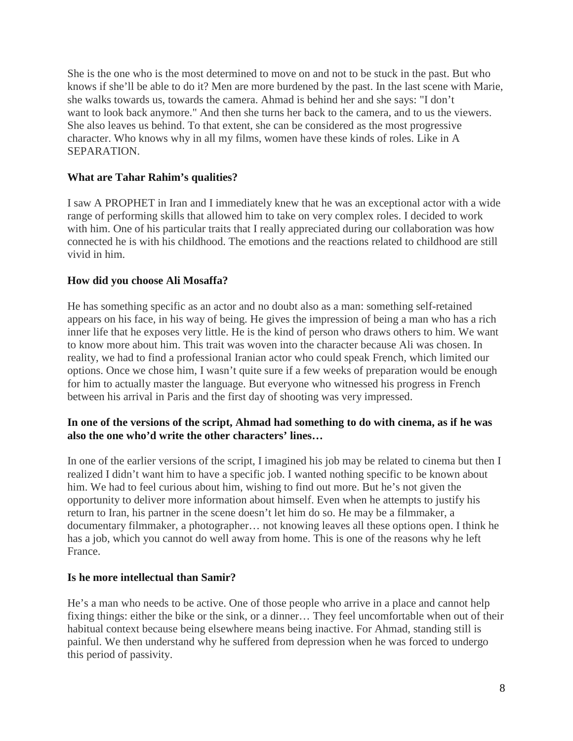She is the one who is the most determined to move on and not to be stuck in the past. But who knows if she'll be able to do it? Men are more burdened by the past. In the last scene with Marie, she walks towards us, towards the camera. Ahmad is behind her and she says: "I don't want to look back anymore." And then she turns her back to the camera, and to us the viewers. She also leaves us behind. To that extent, she can be considered as the most progressive character. Who knows why in all my films, women have these kinds of roles. Like in A SEPARATION.

**What are Tahar Rahim's qualities?**

I saw A PROPHET in Iran and I immediately knew that he was an exceptional actor with a wide range of performing skills that allowed him to take on very complex roles. I decided to work with him. One of his particular traits that I really appreciated during our collaboration was how connected he is with his childhood. The emotions and the reactions related to childhood are still vivid in him.

**How did you choose Ali Mosaffa?**

He has something specific as an actor and no doubt also as a man: something self-retained appears on his face, in his way of being. He gives the impression of being a man who has a rich inner life that he exposes very little. He is the kind of person who draws others to him. We want to know more about him. This trait was woven into the character because Ali was chosen. In reality, we had to find a professional Iranian actor who could speak French, which limited our options. Once we chose him, I wasn't quite sure if a few weeks of preparation would be enough for him to actually master the language. But everyone who witnessed his progress in French between his arrival in Paris and the first day of shooting was very impressed.

**In one of the versions of the script, Ahmad had something to do with cinema, as if he was also the one who'd write the other characters' lines…**

In one of the earlier versions of the script, I imagined his job may be related to cinema but then I realized I didn't want him to have a specific job. I wanted nothing specific to be known about him. We had to feel curious about him, wishing to find out more. But he's not given the opportunity to deliver more information about himself. Even when he attempts to justify his return to Iran, his partner in the scene doesn't let him do so. He may be a filmmaker, a documentary filmmaker, a photographer… not knowing leaves all these options open. I think he has a job, which you cannot do well away from home. This is one of the reasons why he left France.

**Is he more intellectual than Samir?**

He's a man who needs to be active. One of those people who arrive in a place and cannot help fixing things: either the bike or the sink, or a dinner… They feel uncomfortable when out of their habitual context because being elsewhere means being inactive. For Ahmad, standing still is painful. We then understand why he suffered from depression when he was forced to undergo this period of passivity.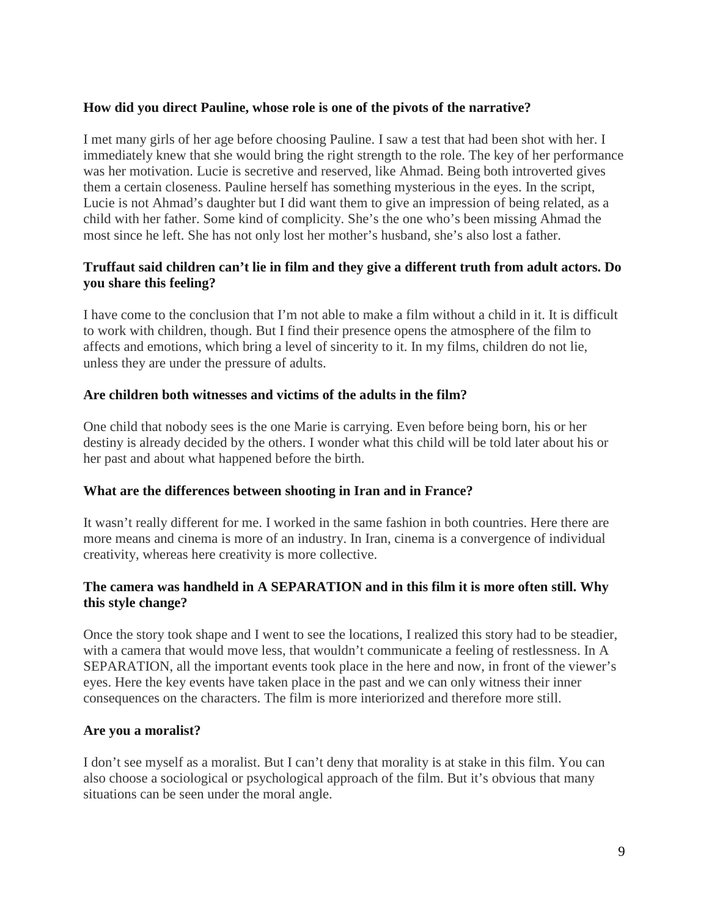**How did you direct Pauline, whose role is one of the pivots of the narrative?**

I met many girls of her age before choosing Pauline. I saw a test that had been shot with her. I immediately knew that she would bring the right strength to the role. The key of her performance was her motivation. Lucie is secretive and reserved, like Ahmad. Being both introverted gives them a certain closeness. Pauline herself has something mysterious in the eyes. In the script, Lucie is not Ahmad's daughter but I did want them to give an impression of being related, as a child with her father. Some kind of complicity. She's the one who's been missing Ahmad the most since he left. She has not only lost her mother's husband, she's also lost a father.

**Truffaut said children can't lie in film and they give a different truth from adult actors. Do you share this feeling?**

I have come to the conclusion that I'm not able to make a film without a child in it. It is difficult to work with children, though. But I find their presence opens the atmosphere of the film to affects and emotions, which bring a level of sincerity to it. In my films, children do not lie, unless they are under the pressure of adults.

**Are children both witnesses and victims of the adults in the film?**

One child that nobody sees is the one Marie is carrying. Even before being born, his or her destiny is already decided by the others. I wonder what this child will be told later about his or her past and about what happened before the birth.

**What are the differences between shooting in Iran and in France?**

It wasn't really different for me. I worked in the same fashion in both countries. Here there are more means and cinema is more of an industry. In Iran, cinema is a convergence of individual creativity, whereas here creativity is more collective.

**The camera was handheld in A SEPARATION and in this film it is more often still. Why this style change?**

Once the story took shape and I went to see the locations, I realized this story had to be steadier, with a camera that would move less, that wouldn't communicate a feeling of restlessness. In A SEPARATION, all the important events took place in the here and now, in front of the viewer's eyes. Here the key events have taken place in the past and we can only witness their inner consequences on the characters. The film is more interiorized and therefore more still.

**Are you a moralist?**

I don't see myself as a moralist. But I can't deny that morality is at stake in this film. You can also choose a sociological or psychological approach of the film. But it's obvious that many situations can be seen under the moral angle.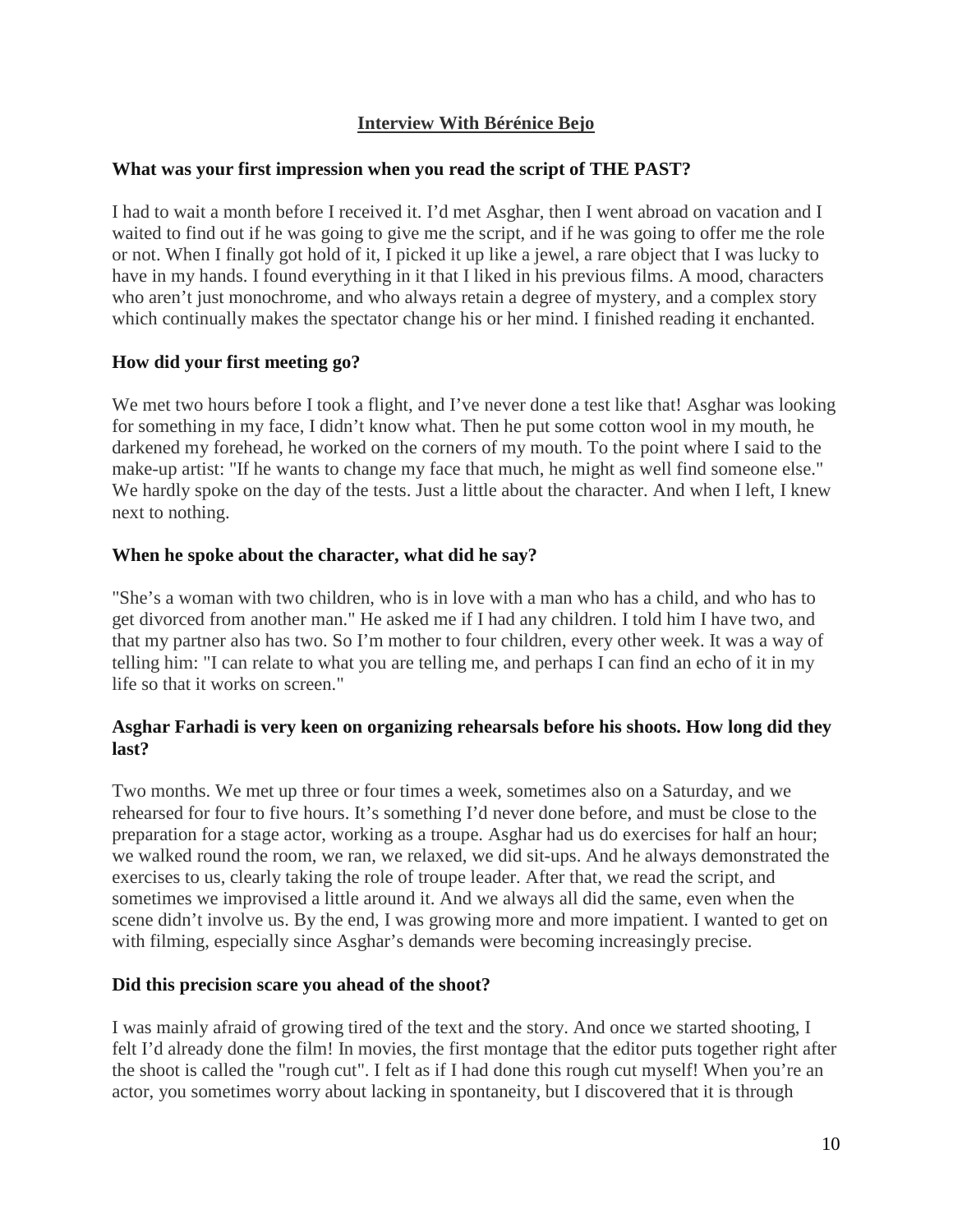## Interview With Bérénice Bejo

**What was your first impression when you read the script of THE PAST?**

I had to wait a month before I received it. I'd met Asghar, then I went abroad on vacation and I waited to find out if he was going to give me the script, and if he was going to offer me the role or not. When I finally got hold of it, I picked it up like a jewel, a rare object that I was lucky to have in my hands. I found everything in it that I liked in his previous films. A mood, characters who aren't just monochrome, and who always retain a degree of mystery, and a complex story which continually makes the spectator change his or her mind. I finished reading it enchanted.

**How did your first meeting go?**

We met two hours before I took a flight, and I've never done a test like that! Asghar was looking for something in my face, I didn't know what. Then he put some cotton wool in my mouth, he darkened my forehead, he worked on the corners of my mouth. To the point where I said to the make-up artist: "If he wants to change my face that much, he might as well find someone else." We hardly spoke on the day of the tests. Just a little about the character. And when I left, I knew next to nothing.

**When he spoke about the character, what did he say?**

"She's a woman with two children, who is in love with a man who has a child, and who has to get divorced from another man." He asked me if I had any children. I told him I have two, and that my partner also has two. So I'm mother to four children, every other week. It was a way of telling him: "I can relate to what you are telling me, and perhaps I can find an echo of it in my life so that it works on screen."

**Asghar Farhadi is very keen on organizing rehearsals before his shoots. How long did they last?**

Two months. We met up three or four times a week, sometimes also on a Saturday, and we rehearsed for four to five hours. It's something I'd never done before, and must be close to the preparation for a stage actor, working as a troupe. Asghar had us do exercises for half an hour; we walked round the room, we ran, we relaxed, we did sit-ups. And he always demonstrated the exercises to us, clearly taking the role of troupe leader. After that, we read the script, and sometimes we improvised a little around it. And we always all did the same, even when the scene didn't involve us. By the end, I was growing more and more impatient. I wanted to get on with filming, especially since Asghar's demands were becoming increasingly precise.

**Did this precision scare you ahead of the shoot?**

I was mainly afraid of growing tired of the text and the story. And once we started shooting, I felt I'd already done the film! In movies, the first montage that the editor puts together right after the shoot is called the "rough cut". I felt as if I had done this rough cut myself! When you're an actor, you sometimes worry about lacking in spontaneity, but I discovered that it is through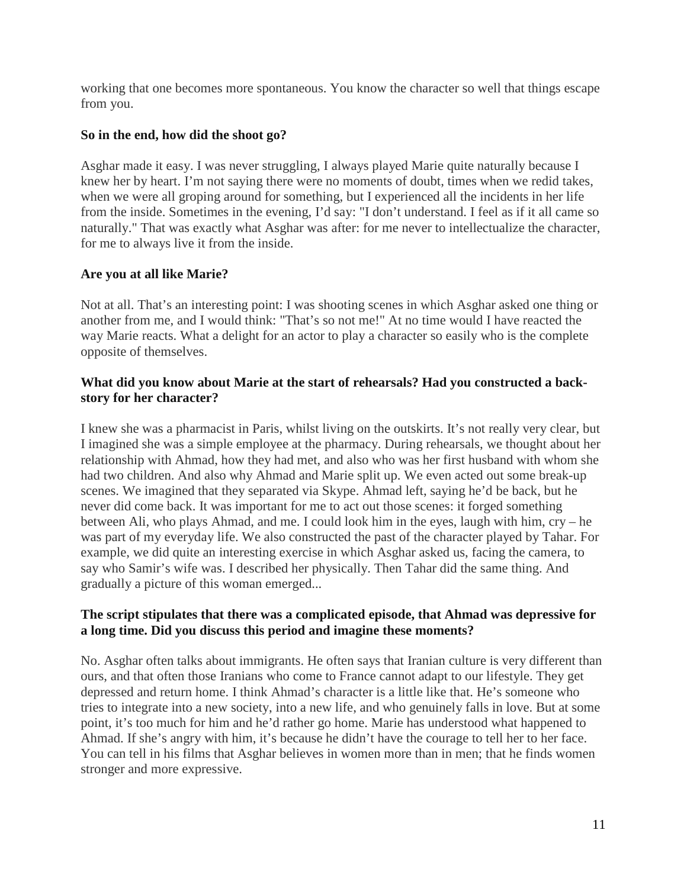working that one becomes more spontaneous. You know the character so well that things escape from you.

**So in the end, how did the shoot go?**

Asghar made it easy. I was never struggling, I always played Marie quite naturally because I knew her by heart. I'm not saying there were no moments of doubt, times when we redid takes, when we were all groping around for something, but I experienced all the incidents in her life from the inside. Sometimes in the evening, I'd say: "I don't understand. I feel as if it all came so naturally." That was exactly what Asghar was after: for me never to intellectualize the character, for me to always live it from the inside.

**Are you at all like Marie?**

Not at all. That's an interesting point: I was shooting scenes in which Asghar asked one thing or another from me, and I would think: "That's so not me!" At no time would I have reacted the way Marie reacts. What a delight for an actor to play a character so easily who is the complete opposite of themselves.

**What did you know about Marie at the start of rehearsals? Had you constructed a back-story for her character?**

I knew she was a pharmacist in Paris, whilst living on the outskirts. It's not really very clear, but I imagined she was a simple employee at the pharmacy. During rehearsals, we thought about her relationship with Ahmad, how they had met, and also who was her first husband with whom she had two children. And also why Ahmad and Marie split up. We even acted out some break-up scenes. We imagined that they separated via Skype. Ahmad left, saying he'd be back, but he never did come back. It was important for me to act out those scenes: it forged something between Ali, who plays Ahmad, and me. I could look him in the eyes, laugh with him, cry – he was part of my everyday life. We also constructed the past of the character played by Tahar. For example, we did quite an interesting exercise in which Asghar asked us, facing the camera, to say who Samir's wife was. I described her physically. Then Tahar did the same thing. And gradually a picture of this woman emerged...

**The script stipulates that there was a complicated episode, that Ahmad was depressive for a long time. Did you discuss this period and imagine these moments?**

No. Asghar often talks about immigrants. He often says that Iranian culture is very different than ours, and that often those Iranians who come to France cannot adapt to our lifestyle. They get depressed and return home. I think Ahmad's character is a little like that. He's someone who tries to integrate into a new society, into a new life, and who genuinely falls in love. But at some point, it's too much for him and he'd rather go home. Marie has understood what happened to Ahmad. If she's angry with him, it's because he didn't have the courage to tell her to her face. You can tell in his films that Asghar believes in women more than in men; that he finds women stronger and more expressive.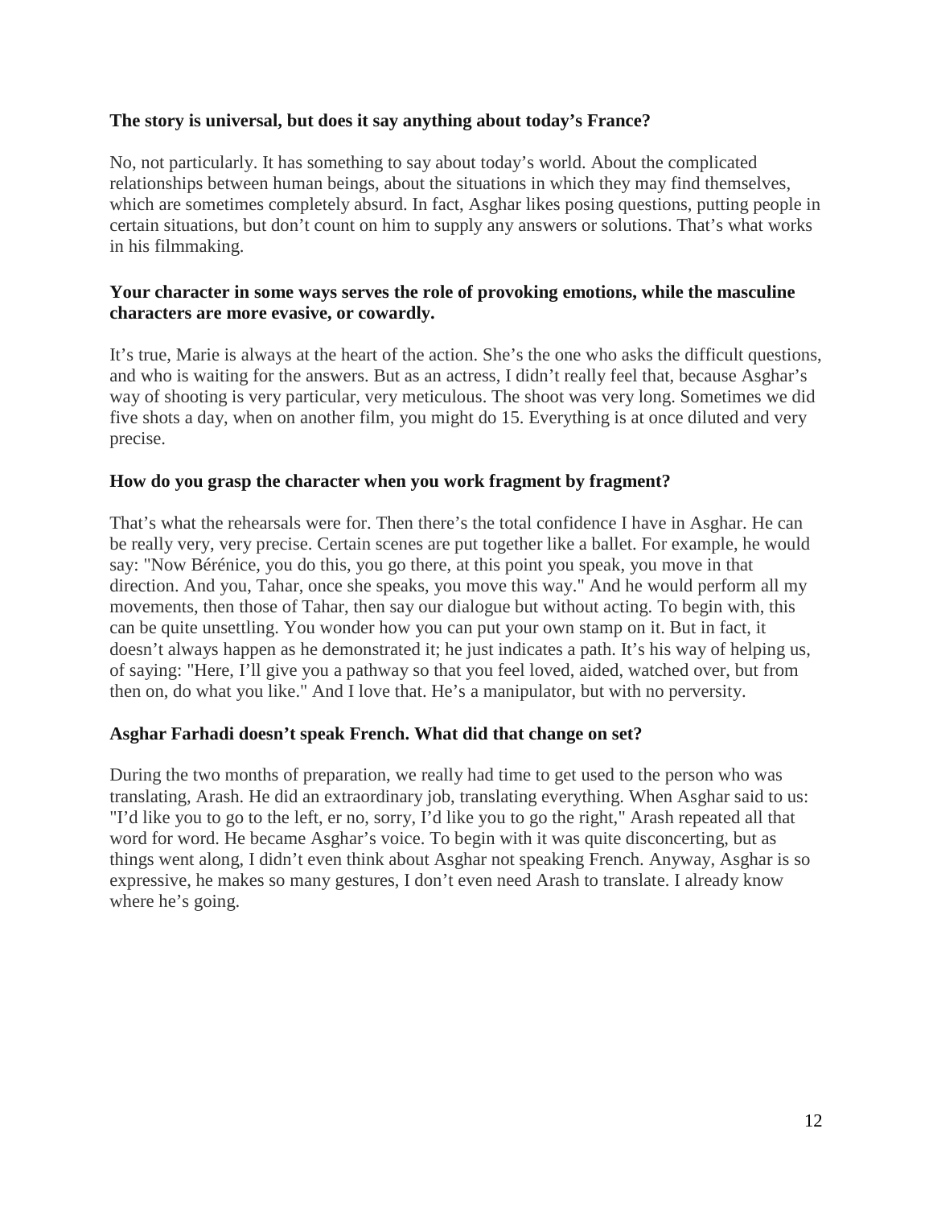**The story is universal, but does it say anything about today's France?**

No, not particularly. It has something to say about today's world. About the complicated relationships between human beings, about the situations in which they may find themselves, which are sometimes completely absurd. In fact, Asghar likes posing questions, putting people in certain situations, but don't count on him to supply any answers or solutions. That's what works in his filmmaking.

**Your character in some ways serves the role of provoking emotions, while the masculine characters are more evasive, or cowardly.**

It's true, Marie is always at the heart of the action. She's the one who asks the difficult questions, and who is waiting for the answers. But as an actress, I didn't really feel that, because Asghar's way of shooting is very particular, very meticulous. The shoot was very long. Sometimes we did five shots a day, when on another film, you might do 15. Everything is at once diluted and very precise.

**How do you grasp the character when you work fragment by fragment?**

That's what the rehearsals were for. Then there's the total confidence I have in Asghar. He can be really very, very precise. Certain scenes are put together like a ballet. For example, he would say: "Now Bérénice, you do this, you go there, at this point you speak, you move in that direction. And you, Tahar, once she speaks, you move this way." And he would perform all my movements, then those of Tahar, then say our dialogue but without acting. To begin with, this can be quite unsettling. You wonder how you can put your own stamp on it. But in fact, it doesn't always happen as he demonstrated it; he just indicates a path. It's his way of helping us, of saying: "Here, I'll give you a pathway so that you feel loved, aided, watched over, but from then on, do what you like." And I love that. He's a manipulator, but with no perversity.

**Asghar Farhadi doesn't speak French. What did that change on set?**

During the two months of preparation, we really had time to get used to the person who was translating, Arash. He did an extraordinary job, translating everything. When Asghar said to us: "I'd like you to go to the left, er no, sorry, I'd like you to go the right," Arash repeated all that word for word. He became Asghar's voice. To begin with it was quite disconcerting, but as things went along, I didn't even think about Asghar not speaking French. Anyway, Asghar is so expressive, he makes so many gestures, I don't even need Arash to translate. I already know where he's going.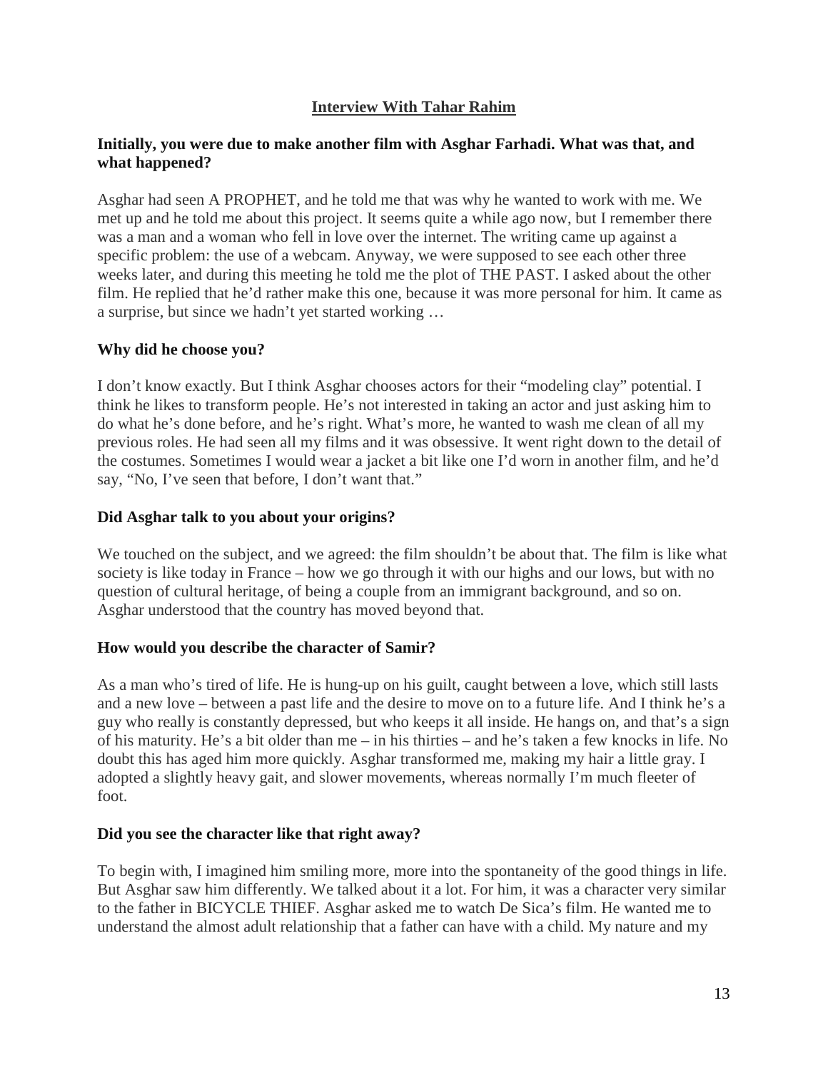## Interview With Tahar Rahim

**Initially, you were due to make another film with Asghar Farhadi. What was that, and what happened?**

Asghar had seen A PROPHET, and he told me that was why he wanted to work with me. We met up and he told me about this project. It seems quite a while ago now, but I remember there was a man and a woman who fell in love over the internet. The writing came up against a specific problem: the use of a webcam. Anyway, we were supposed to see each other three weeks later, and during this meeting he told me the plot of THE PAST. I asked about the other film. He replied that he'd rather make this one, because it was more personal for him. It came as a surprise, but since we hadn't yet started working …

**Why did he choose you?**

I don't know exactly. But I think Asghar chooses actors for their "modeling clay" potential. I think he likes to transform people. He's not interested in taking an actor and just asking him to do what he's done before, and he's right. What's more, he wanted to wash me clean of all my previous roles. He had seen all my films and it was obsessive. It went right down to the detail of the costumes. Sometimes I would wear a jacket a bit like one I'd worn in another film, and he'd say, "No, I've seen that before, I don't want that."

**Did Asghar talk to you about your origins?**

We touched on the subject, and we agreed: the film shouldn't be about that. The film is like what society is like today in France – how we go through it with our highs and our lows, but with no question of cultural heritage, of being a couple from an immigrant background, and so on. Asghar understood that the country has moved beyond that.

**How would you describe the character of Samir?**

As a man who's tired of life. He is hung-up on his guilt, caught between a love, which still lasts and a new love – between a past life and the desire to move on to a future life. And I think he's a guy who really is constantly depressed, but who keeps it all inside. He hangs on, and that's a sign of his maturity. He's a bit older than me – in his thirties – and he's taken a few knocks in life. No doubt this has aged him more quickly. Asghar transformed me, making my hair a little gray. I adopted a slightly heavy gait, and slower movements, whereas normally I'm much fleeter of foot.

**Did you see the character like that right away?**

To begin with, I imagined him smiling more, more into the spontaneity of the good things in life. But Asghar saw him differently. We talked about it a lot. For him, it was a character very similar to the father in BICYCLE THIEF. Asghar asked me to watch De Sica's film. He wanted me to understand the almost adult relationship that a father can have with a child. My nature and my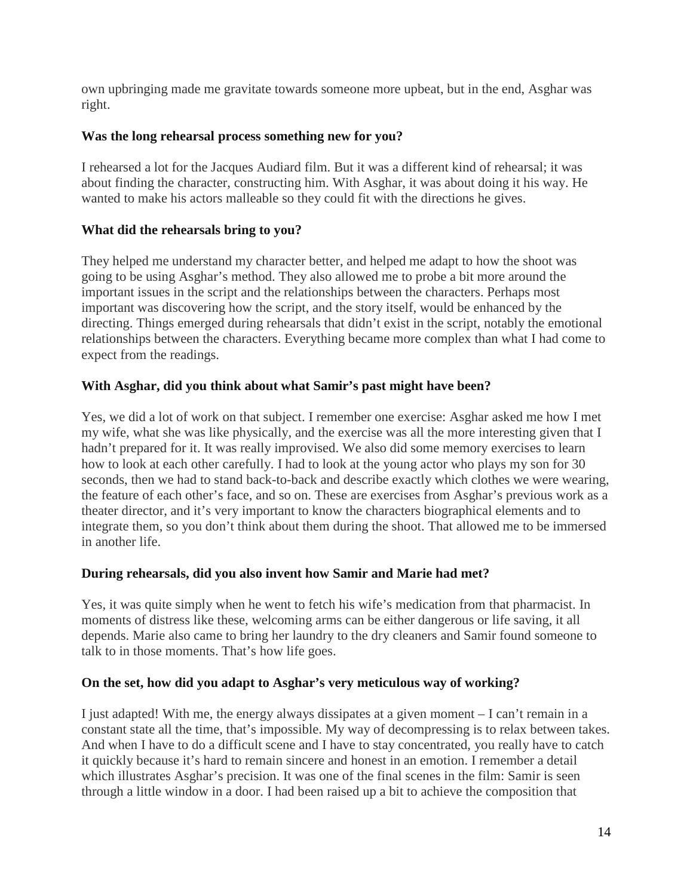own upbringing made me gravitate towards someone more upbeat, but in the end, Asghar was right.

**Was the long rehearsal process something new for you?**

I rehearsed a lot for the Jacques Audiard film. But it was a different kind of rehearsal; it was about finding the character, constructing him. With Asghar, it was about doing it his way. He wanted to make his actors malleable so they could fit with the directions he gives.

**What did the rehearsals bring to you?**

They helped me understand my character better, and helped me adapt to how the shoot was going to be using Asghar's method. They also allowed me to probe a bit more around the important issues in the script and the relationships between the characters. Perhaps most important was discovering how the script, and the story itself, would be enhanced by the directing. Things emerged during rehearsals that didn't exist in the script, notably the emotional relationships between the characters. Everything became more complex than what I had come to expect from the readings.

**With Asghar, did you think about what Samir's past might have been?**

Yes, we did a lot of work on that subject. I remember one exercise: Asghar asked me how I met my wife, what she was like physically, and the exercise was all the more interesting given that I hadn't prepared for it. It was really improvised. We also did some memory exercises to learn how to look at each other carefully. I had to look at the young actor who plays my son for 30 seconds, then we had to stand back-to-back and describe exactly which clothes we were wearing, the feature of each other's face, and so on. These are exercises from Asghar's previous work as a theater director, and it's very important to know the characters biographical elements and to integrate them, so you don't think about them during the shoot. That allowed me to be immersed in another life.

**During rehearsals, did you also invent how Samir and Marie had met?**

Yes, it was quite simply when he went to fetch his wife's medication from that pharmacist. In moments of distress like these, welcoming arms can be either dangerous or life saving, it all depends. Marie also came to bring her laundry to the dry cleaners and Samir found someone to talk to in those moments. That's how life goes.

**On the set, how did you adapt to Asghar's very meticulous way of working?**

I just adapted! With me, the energy always dissipates at a given moment – I can't remain in a constant state all the time, that's impossible. My way of decompressing is to relax between takes. And when I have to do a difficult scene and I have to stay concentrated, you really have to catch it quickly because it's hard to remain sincere and honest in an emotion. I remember a detail which illustrates Asghar's precision. It was one of the final scenes in the film: Samir is seen through a little window in a door. I had been raised up a bit to achieve the composition that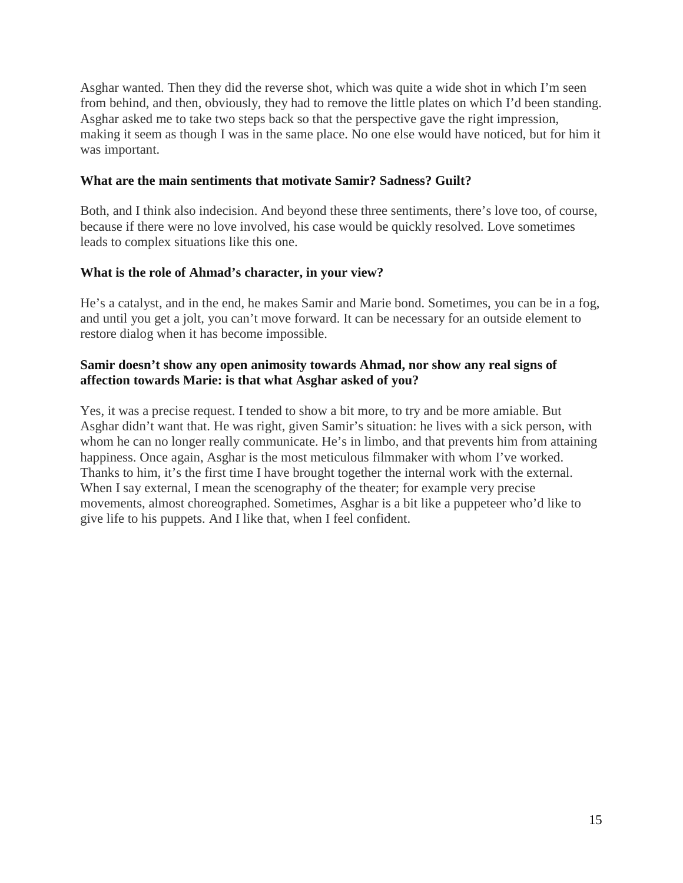Asghar wanted. Then they did the reverse shot, which was quite a wide shot in which I'm seen from behind, and then, obviously, they had to remove the little plates on which I'd been standing. Asghar asked me to take two steps back so that the perspective gave the right impression, making it seem as though I was in the same place. No one else would have noticed, but for him it was important.

**What are the main sentiments that motivate Samir? Sadness? Guilt?**

Both, and I think also indecision. And beyond these three sentiments, there's love too, of course, because if there were no love involved, his case would be quickly resolved. Love sometimes leads to complex situations like this one.

**What is the role of Ahmad's character, in your view?**

He's a catalyst, and in the end, he makes Samir and Marie bond. Sometimes, you can be in a fog, and until you get a jolt, you can't move forward. It can be necessary for an outside element to restore dialog when it has become impossible.

**Samir doesn't show any open animosity towards Ahmad, nor show any real signs of affection towards Marie: is that what Asghar asked of you?**

Yes, it was a precise request. I tended to show a bit more, to try and be more amiable. But Asghar didn't want that. He was right, given Samir's situation: he lives with a sick person, with whom he can no longer really communicate. He's in limbo, and that prevents him from attaining happiness. Once again, Asghar is the most meticulous filmmaker with whom I've worked. Thanks to him, it's the first time I have brought together the internal work with the external. When I say external, I mean the scenography of the theater; for example very precise movements, almost choreographed. Sometimes, Asghar is a bit like a puppeteer who'd like to give life to his puppets. And I like that, when I feel confident.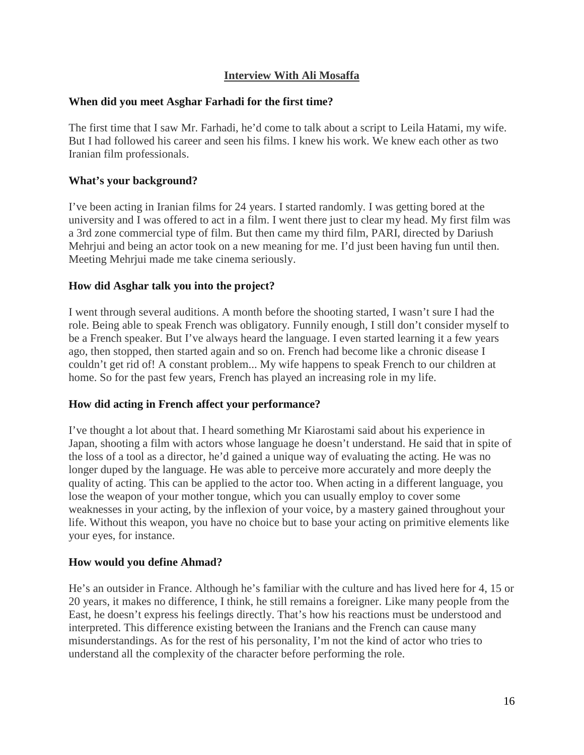## Interview With Ali Mosaffa

**When did you meet Asghar Farhadi for the first time?**

The first time that I saw Mr. Farhadi, he'd come to talk about a script to Leila Hatami, my wife. But I had followed his career and seen his films. I knew his work. We knew each other as two Iranian film professionals.

**What's your background?**

I've been acting in Iranian films for 24 years. I started randomly. I was getting bored at the university and I was offered to act in a film. I went there just to clear my head. My first film was a 3rd zone commercial type of film. But then came my third film, PARI, directed by Dariush Mehrjui and being an actor took on a new meaning for me. I'd just been having fun until then. Meeting Mehrjui made me take cinema seriously.

**How did Asghar talk you into the project?**

I went through several auditions. A month before the shooting started, I wasn't sure I had the role. Being able to speak French was obligatory. Funnily enough, I still don't consider myself to be a French speaker. But I've always heard the language. I even started learning it a few years ago, then stopped, then started again and so on. French had become like a chronic disease I couldn't get rid of! A constant problem... My wife happens to speak French to our children at home. So for the past few years, French has played an increasing role in my life.

**How did acting in French affect your performance?**

I've thought a lot about that. I heard something Mr Kiarostami said about his experience in Japan, shooting a film with actors whose language he doesn't understand. He said that in spite of the loss of a tool as a director, he'd gained a unique way of evaluating the acting. He was no longer duped by the language. He was able to perceive more accurately and more deeply the quality of acting. This can be applied to the actor too. When acting in a different language, you lose the weapon of your mother tongue, which you can usually employ to cover some weaknesses in your acting, by the inflexion of your voice, by a mastery gained throughout your life. Without this weapon, you have no choice but to base your acting on primitive elements like your eyes, for instance.

**How would you define Ahmad?**

He's an outsider in France. Although he's familiar with the culture and has lived here for 4, 15 or 20 years, it makes no difference, I think, he still remains a foreigner. Like many people from the East, he doesn't express his feelings directly. That's how his reactions must be understood and interpreted. This difference existing between the Iranians and the French can cause many misunderstandings. As for the rest of his personality, I'm not the kind of actor who tries to understand all the complexity of the character before performing the role.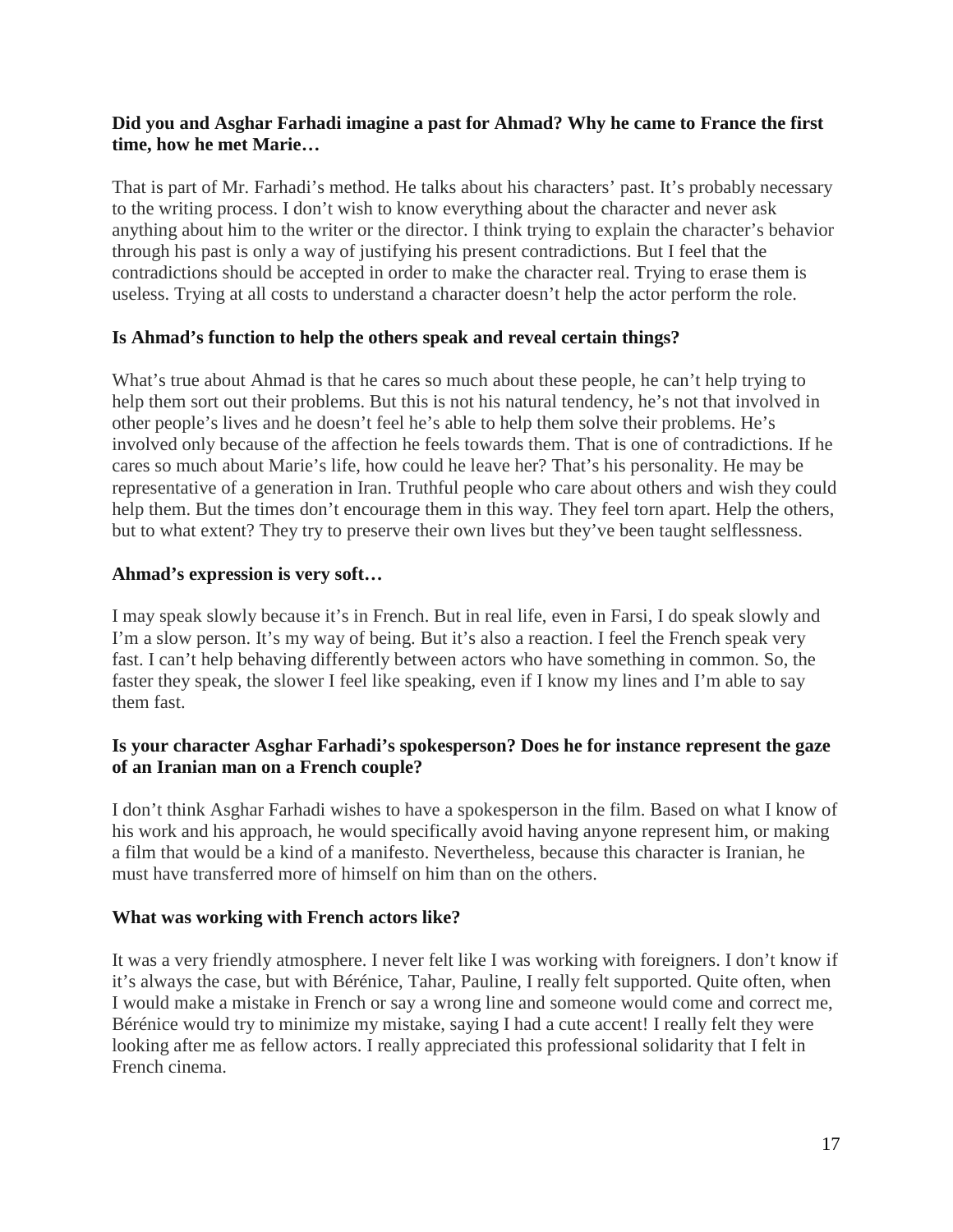**Did you and Asghar Farhadi imagine a past for Ahmad? Why he came to France the first time, how he met Marie…**

That is part of Mr. Farhadi's method. He talks about his characters' past. It's probably necessary to the writing process. I don't wish to know everything about the character and never ask anything about him to the writer or the director. I think trying to explain the character's behavior through his past is only a way of justifying his present contradictions. But I feel that the contradictions should be accepted in order to make the character real. Trying to erase them is useless. Trying at all costs to understand a character doesn't help the actor perform the role.

**Is Ahmad's function to help the others speak and reveal certain things?**

What's true about Ahmad is that he cares so much about these people, he can't help trying to help them sort out their problems. But this is not his natural tendency, he's not that involved in other people's lives and he doesn't feel he's able to help them solve their problems. He's involved only because of the affection he feels towards them. That is one of contradictions. If he cares so much about Marie's life, how could he leave her? That's his personality. He may be representative of a generation in Iran. Truthful people who care about others and wish they could help them. But the times don't encourage them in this way. They feel torn apart. Help the others, but to what extent? They try to preserve their own lives but they've been taught selflessness.

**Ahmad's expression is very soft…**

I may speak slowly because it's in French. But in real life, even in Farsi, I do speak slowly and I'm a slow person. It's my way of being. But it's also a reaction. I feel the French speak very fast. I can't help behaving differently between actors who have something in common. So, the faster they speak, the slower I feel like speaking, even if I know my lines and I'm able to say them fast.

**Is your character Asghar Farhadi's spokesperson? Does he for instance represent the gaze of an Iranian man on a French couple?**

I don't think Asghar Farhadi wishes to have a spokesperson in the film. Based on what I know of his work and his approach, he would specifically avoid having anyone represent him, or making a film that would be a kind of a manifesto. Nevertheless, because this character is Iranian, he must have transferred more of himself on him than on the others.

**What was working with French actors like?**

It was a very friendly atmosphere. I never felt like I was working with foreigners. I don't know if it's always the case, but with Bérénice, Tahar, Pauline, I really felt supported. Quite often, when I would make a mistake in French or say a wrong line and someone would come and correct me, Bérénice would try to minimize my mistake, saying I had a cute accent! I really felt they were looking after me as fellow actors. I really appreciated this professional solidarity that I felt in French cinema.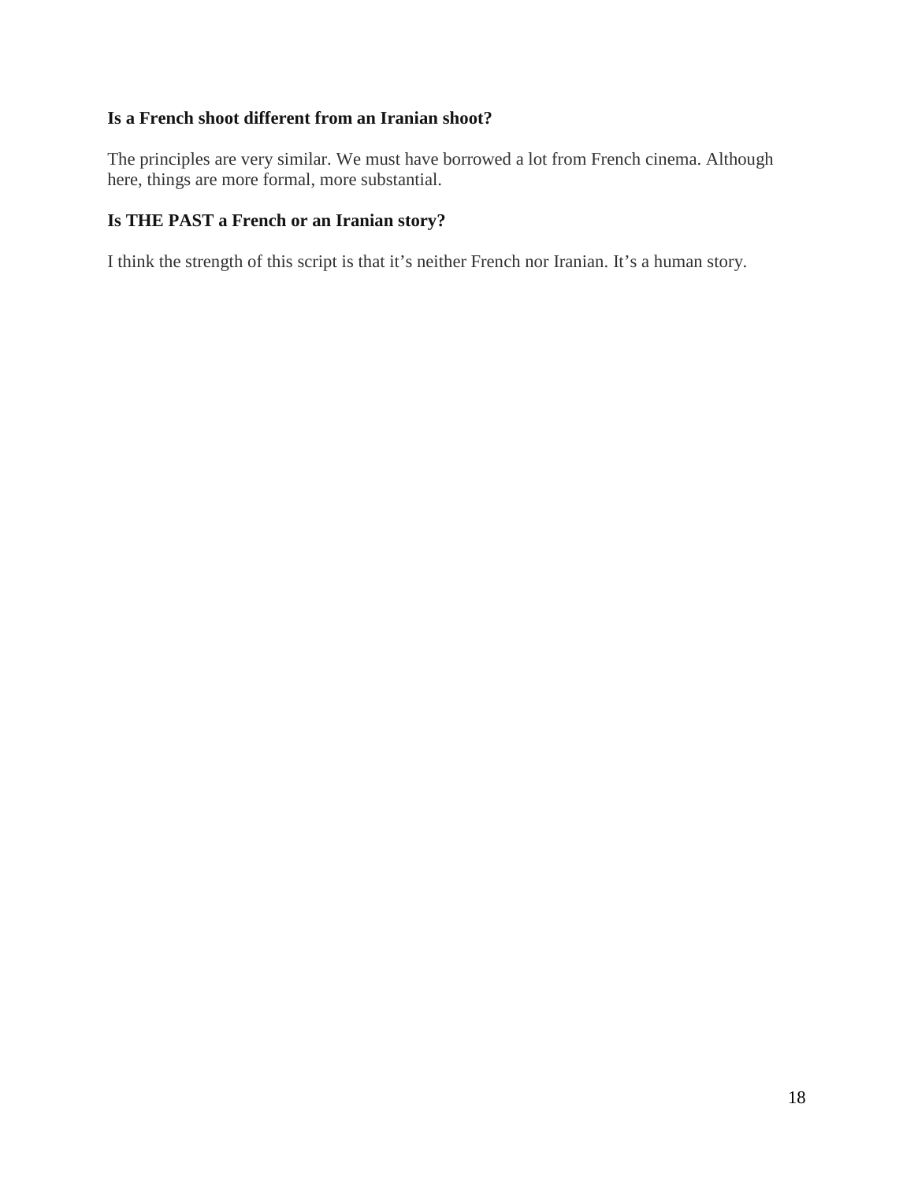**Is a French shoot different from an Iranian shoot?**

The principles are very similar. We must have borrowed a lot from French cinema. Although here, things are more formal, more substantial.

**Is THE PAST a French or an Iranian story?**

I think the strength of this script is that it's neither French nor Iranian. It's a human story.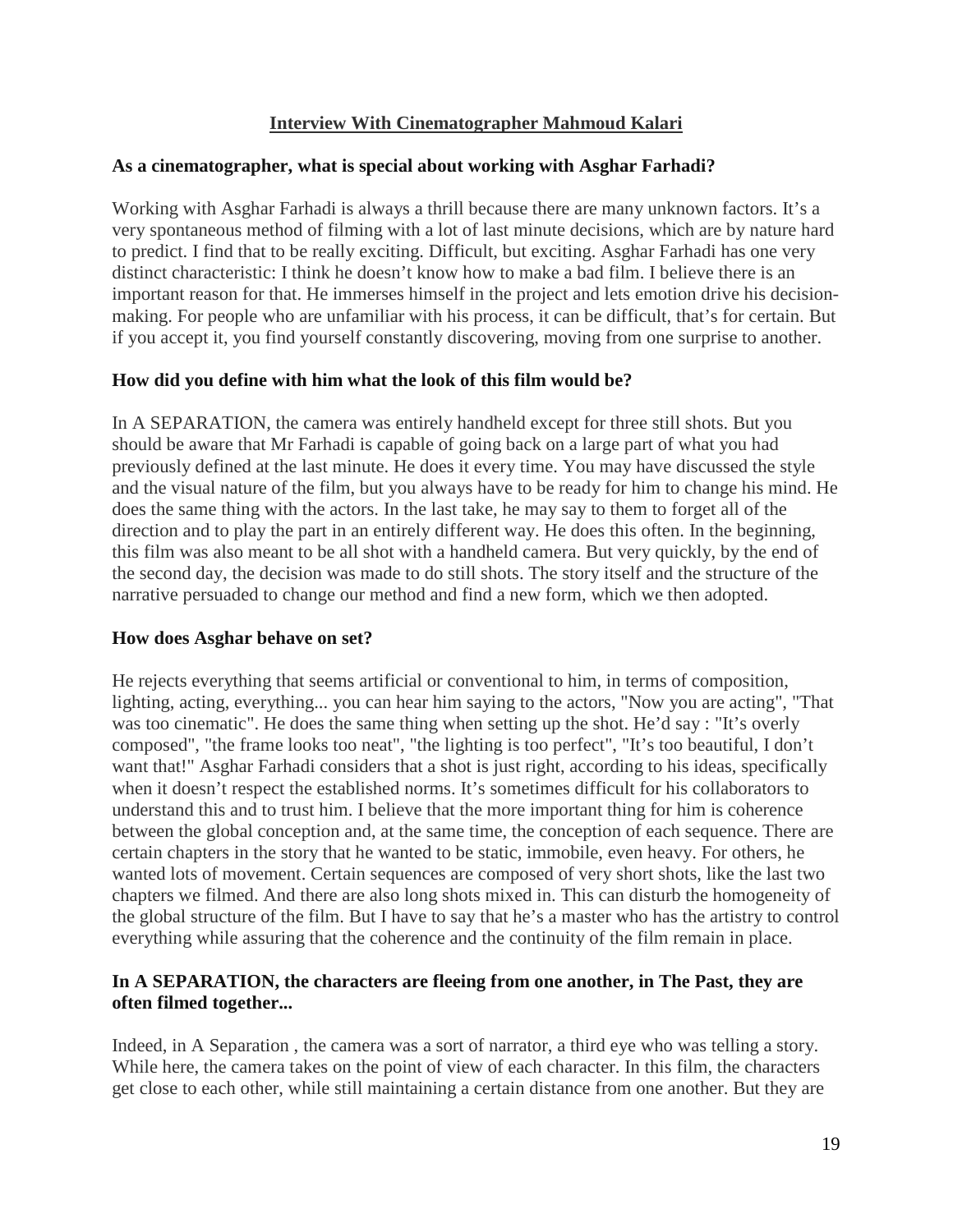## Interview With Cinematographer Mahmoud Kalari

**As a cinematographer, what is special about working with Asghar Farhadi?**

Working with Asghar Farhadi is always a thrill because there are many unknown factors. It's a very spontaneous method of filming with a lot of last minute decisions, which are by nature hard to predict. I find that to be really exciting. Difficult, but exciting. Asghar Farhadi has one very distinct characteristic: I think he doesn't know how to make a bad film. I believe there is an important reason for that. He immerses himself in the project and lets emotion drive his decision-making. For people who are unfamiliar with his process, it can be difficult, that's for certain. But if you accept it, you find yourself constantly discovering, moving from one surprise to another.

**How did you define with him what the look of this film would be?**

In A SEPARATION, the camera was entirely handheld except for three still shots. But you should be aware that Mr Farhadi is capable of going back on a large part of what you had previously defined at the last minute. He does it every time. You may have discussed the style and the visual nature of the film, but you always have to be ready for him to change his mind. He does the same thing with the actors. In the last take, he may say to them to forget all of the direction and to play the part in an entirely different way. He does this often. In the beginning, this film was also meant to be all shot with a handheld camera. But very quickly, by the end of the second day, the decision was made to do still shots. The story itself and the structure of the narrative persuaded to change our method and find a new form, which we then adopted.

**How does Asghar behave on set?**

He rejects everything that seems artificial or conventional to him, in terms of composition, lighting, acting, everything... you can hear him saying to the actors, "Now you are acting", "That was too cinematic". He does the same thing when setting up the shot. He'd say : "It's overly composed", "the frame looks too neat", "the lighting is too perfect", "It's too beautiful, I don't want that!" Asghar Farhadi considers that a shot is just right, according to his ideas, specifically when it doesn't respect the established norms. It's sometimes difficult for his collaborators to understand this and to trust him. I believe that the more important thing for him is coherence between the global conception and, at the same time, the conception of each sequence. There are certain chapters in the story that he wanted to be static, immobile, even heavy. For others, he wanted lots of movement. Certain sequences are composed of very short shots, like the last two chapters we filmed. And there are also long shots mixed in. This can disturb the homogeneity of the global structure of the film. But I have to say that he's a master who has the artistry to control everything while assuring that the coherence and the continuity of the film remain in place.

**In A SEPARATION, the characters are fleeing from one another, in The Past, they are often filmed together...**

Indeed, in A Separation , the camera was a sort of narrator, a third eye who was telling a story. While here, the camera takes on the point of view of each character. In this film, the characters get close to each other, while still maintaining a certain distance from one another. But they are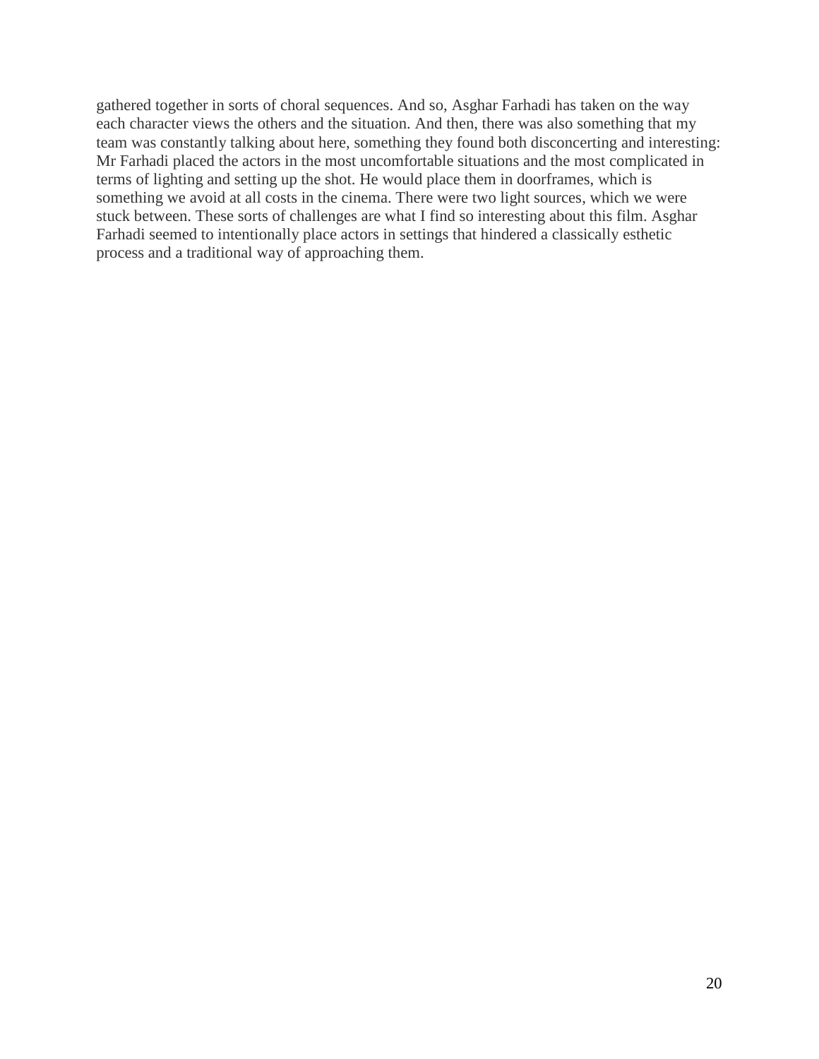gathered together in sorts of choral sequences. And so, Asghar Farhadi has taken on the way each character views the others and the situation. And then, there was also something that my team was constantly talking about here, something they found both disconcerting and interesting: Mr Farhadi placed the actors in the most uncomfortable situations and the most complicated in terms of lighting and setting up the shot. He would place them in doorframes, which is something we avoid at all costs in the cinema. There were two light sources, which we were stuck between. These sorts of challenges are what I find so interesting about this film. Asghar Farhadi seemed to intentionally place actors in settings that hindered a classically esthetic process and a traditional way of approaching them.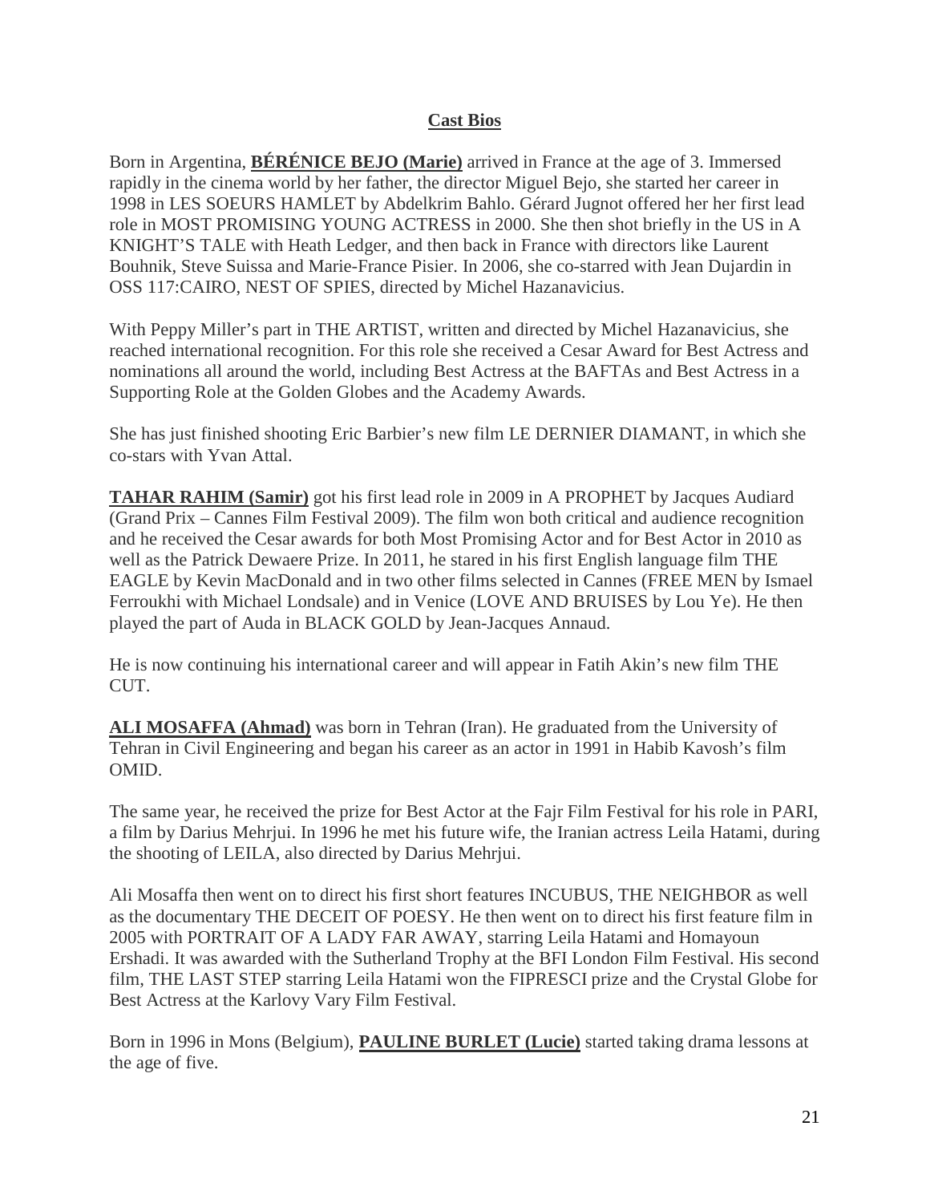## Cast Bios

Born in Argentina, **BÉRÉNICE BEJO (Marie)** arrived in France at the age of 3. Immersed rapidly in the cinema world by her father, the director Miguel Bejo, she started her career in 1998 in LES SOEURS HAMLET by Abdelkrim Bahlo. Gérard Jugnot offered her her first lead role in MOST PROMISING YOUNG ACTRESS in 2000. She then shot briefly in the US in A KNIGHT'S TALE with Heath Ledger, and then back in France with directors like Laurent Bouhnik, Steve Suissa and Marie-France Pisier. In 2006, she co-starred with Jean Dujardin in OSS 117:CAIRO, NEST OF SPIES, directed by Michel Hazanavicius.

With Peppy Miller's part in THE ARTIST, written and directed by Michel Hazanavicius, she reached international recognition. For this role she received a Cesar Award for Best Actress and nominations all around the world, including Best Actress at the BAFTAs and Best Actress in a Supporting Role at the Golden Globes and the Academy Awards.

She has just finished shooting Eric Barbier's new film LE DERNIER DIAMANT, in which she co-stars with Yvan Attal.

**TAHAR RAHIM (Samir)** got his first lead role in 2009 in A PROPHET by Jacques Audiard (Grand Prix – Cannes Film Festival 2009). The film won both critical and audience recognition and he received the Cesar awards for both Most Promising Actor and for Best Actor in 2010 as well as the Patrick Dewaere Prize. In 2011, he stared in his first English language film THE EAGLE by Kevin MacDonald and in two other films selected in Cannes (FREE MEN by Ismael Ferroukhi with Michael Londsale) and in Venice (LOVE AND BRUISES by Lou Ye). He then played the part of Auda in BLACK GOLD by Jean-Jacques Annaud.

He is now continuing his international career and will appear in Fatih Akin's new film THE CUT.

**ALI MOSAFFA (Ahmad)** was born in Tehran (Iran). He graduated from the University of Tehran in Civil Engineering and began his career as an actor in 1991 in Habib Kavosh's film OMID.

The same year, he received the prize for Best Actor at the Fajr Film Festival for his role in PARI, a film by Darius Mehrjui. In 1996 he met his future wife, the Iranian actress Leila Hatami, during the shooting of LEILA, also directed by Darius Mehrjui.

Ali Mosaffa then went on to direct his first short features INCUBUS, THE NEIGHBOR as well as the documentary THE DECEIT OF POESY. He then went on to direct his first feature film in 2005 with PORTRAIT OF A LADY FAR AWAY, starring Leila Hatami and Homayoun Ershadi. It was awarded with the Sutherland Trophy at the BFI London Film Festival. His second film, THE LAST STEP starring Leila Hatami won the FIPRESCI prize and the Crystal Globe for Best Actress at the Karlovy Vary Film Festival.

Born in 1996 in Mons (Belgium), **PAULINE BURLET (Lucie)** started taking drama lessons at the age of five.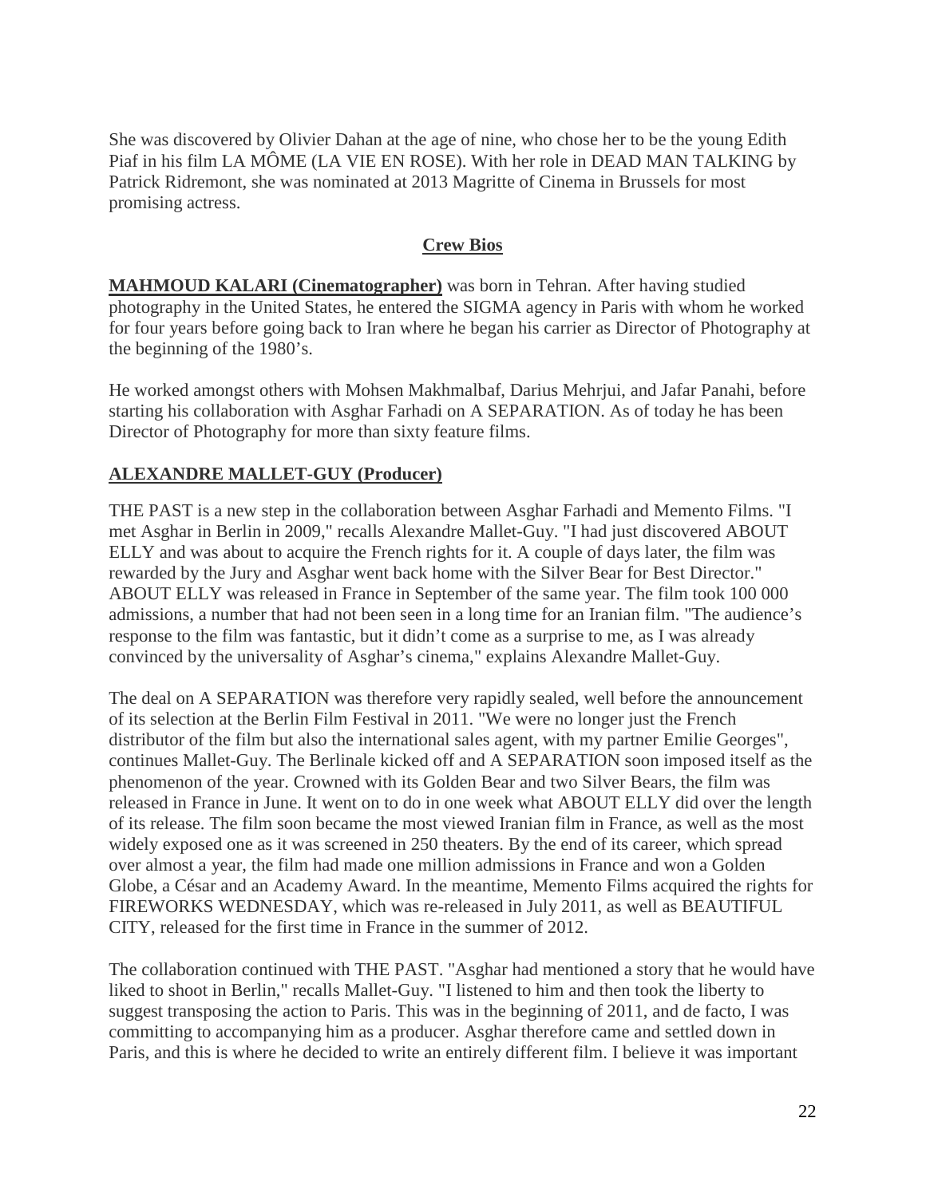She was discovered by Olivier Dahan at the age of nine, who chose her to be the young Edith Piaf in his film LA MÔME (LA VIE EN ROSE). With her role in DEAD MAN TALKING by Patrick Ridremont, she was nominated at 2013 Magritte of Cinema in Brussels for most promising actress.

## Crew Bios

**MAHMOUD KALARI (Cinematographer)** was born in Tehran. After having studied photography in the United States, he entered the SIGMA agency in Paris with whom he worked for four years before going back to Iran where he began his carrier as Director of Photography at the beginning of the 1980's.

He worked amongst others with Mohsen Makhmalbaf, Darius Mehrjui, and Jafar Panahi, before starting his collaboration with Asghar Farhadi on A SEPARATION. As of today he has been Director of Photography for more than sixty feature films.

**ALEXANDRE MALLET-GUY (Producer)**

THE PAST is a new step in the collaboration between Asghar Farhadi and Memento Films. "I met Asghar in Berlin in 2009," recalls Alexandre Mallet-Guy. "I had just discovered ABOUT ELLY and was about to acquire the French rights for it. A couple of days later, the film was rewarded by the Jury and Asghar went back home with the Silver Bear for Best Director." ABOUT ELLY was released in France in September of the same year. The film took 100 000 admissions, a number that had not been seen in a long time for an Iranian film. "The audience's response to the film was fantastic, but it didn't come as a surprise to me, as I was already convinced by the universality of Asghar's cinema," explains Alexandre Mallet-Guy.

The deal on A SEPARATION was therefore very rapidly sealed, well before the announcement of its selection at the Berlin Film Festival in 2011. "We were no longer just the French distributor of the film but also the international sales agent, with my partner Emilie Georges", continues Mallet-Guy. The Berlinale kicked off and A SEPARATION soon imposed itself as the phenomenon of the year. Crowned with its Golden Bear and two Silver Bears, the film was released in France in June. It went on to do in one week what ABOUT ELLY did over the length of its release. The film soon became the most viewed Iranian film in France, as well as the most widely exposed one as it was screened in 250 theaters. By the end of its career, which spread over almost a year, the film had made one million admissions in France and won a Golden Globe, a César and an Academy Award. In the meantime, Memento Films acquired the rights for FIREWORKS WEDNESDAY, which was re-released in July 2011, as well as BEAUTIFUL CITY, released for the first time in France in the summer of 2012.

The collaboration continued with THE PAST. "Asghar had mentioned a story that he would have liked to shoot in Berlin," recalls Mallet-Guy. "I listened to him and then took the liberty to suggest transposing the action to Paris. This was in the beginning of 2011, and de facto, I was committing to accompanying him as a producer. Asghar therefore came and settled down in Paris, and this is where he decided to write an entirely different film. I believe it was important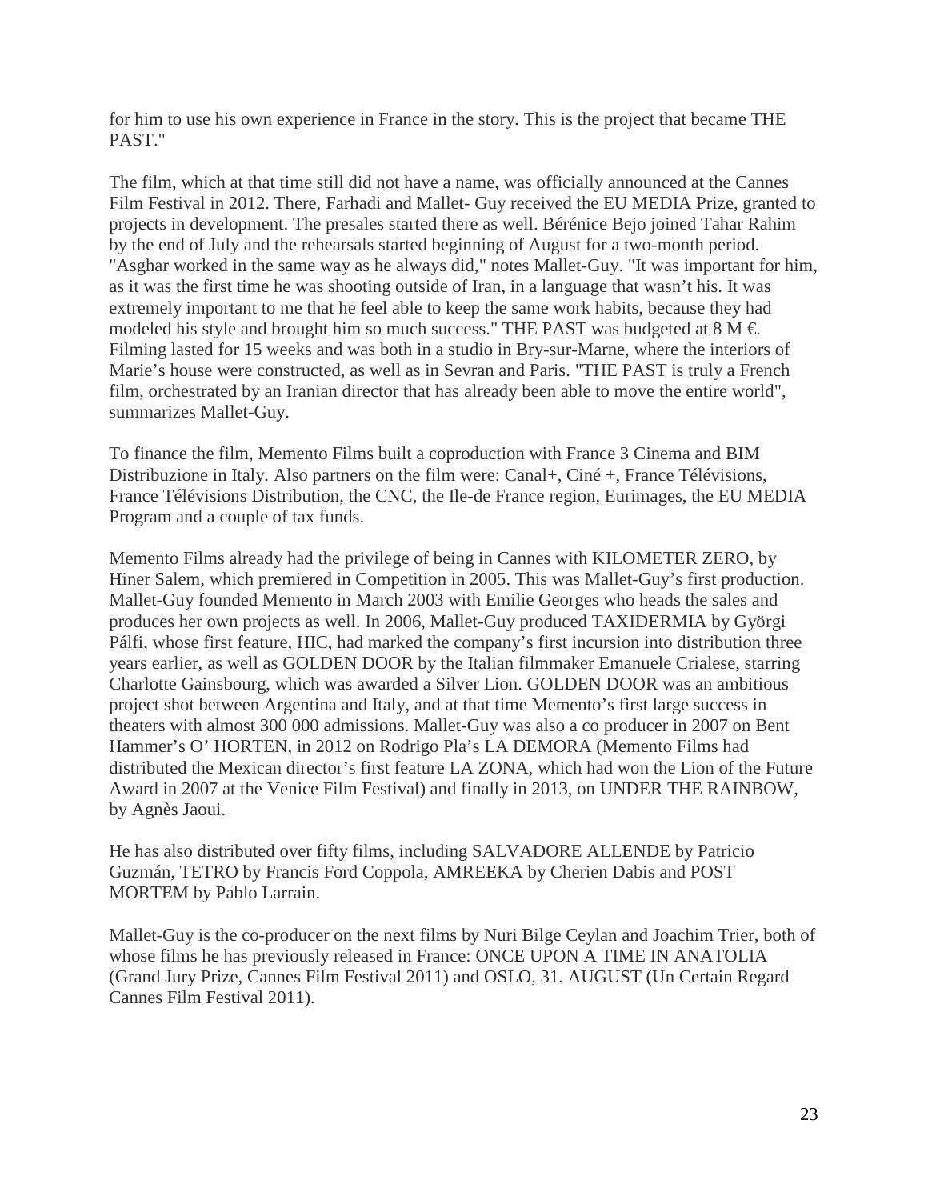for him to use his own experience in France in the story. This is the project that became THE PAST."

The film, which at that time still did not have a name, was officially announced at the Cannes Film Festival in 2012. There, Farhadi and Mallet- Guy received the EU MEDIA Prize, granted to projects in development. The presales started there as well. Bérénice Bejo joined Tahar Rahim by the end of July and the rehearsals started beginning of August for a two-month period. "Asghar worked in the same way as he always did," notes Mallet-Guy. "It was important for him, as it was the first time he was shooting outside of Iran, in a language that wasn't his. It was extremely important to me that he feel able to keep the same work habits, because they had modeled his style and brought him so much success." THE PAST was budgeted at 8 M €. Filming lasted for 15 weeks and was both in a studio in Bry-sur-Marne, where the interiors of Marie's house were constructed, as well as in Sevran and Paris. "THE PAST is truly a French film, orchestrated by an Iranian director that has already been able to move the entire world", summarizes Mallet-Guy.

To finance the film, Memento Films built a coproduction with France 3 Cinema and BIM Distribuzione in Italy. Also partners on the film were: Canal+, Ciné +, France Télévisions, France Télévisions Distribution, the CNC, the Ile-de France region, Eurimages, the EU MEDIA Program and a couple of tax funds.

Memento Films already had the privilege of being in Cannes with KILOMETER ZERO, by Hiner Salem, which premiered in Competition in 2005. This was Mallet-Guy's first production. Mallet-Guy founded Memento in March 2003 with Emilie Georges who heads the sales and produces her own projects as well. In 2006, Mallet-Guy produced TAXIDERMIA by Györgi Pálfi, whose first feature, HIC, had marked the company's first incursion into distribution three years earlier, as well as GOLDEN DOOR by the Italian filmmaker Emanuele Crialese, starring Charlotte Gainsbourg, which was awarded a Silver Lion. GOLDEN DOOR was an ambitious project shot between Argentina and Italy, and at that time Memento's first large success in theaters with almost 300 000 admissions. Mallet-Guy was also a co producer in 2007 on Bent Hammer's O' HORTEN, in 2012 on Rodrigo Pla's LA DEMORA (Memento Films had distributed the Mexican director's first feature LA ZONA, which had won the Lion of the Future Award in 2007 at the Venice Film Festival) and finally in 2013, on UNDER THE RAINBOW, by Agnès Jaoui.

He has also distributed over fifty films, including SALVADORE ALLENDE by Patricio Guzmán, TETRO by Francis Ford Coppola, AMREEKA by Cherien Dabis and POST MORTEM by Pablo Larrain.

Mallet-Guy is the co-producer on the next films by Nuri Bilge Ceylan and Joachim Trier, both of whose films he has previously released in France: ONCE UPON A TIME IN ANATOLIA (Grand Jury Prize, Cannes Film Festival 2011) and OSLO, 31. AUGUST (Un Certain Regard Cannes Film Festival 2011).